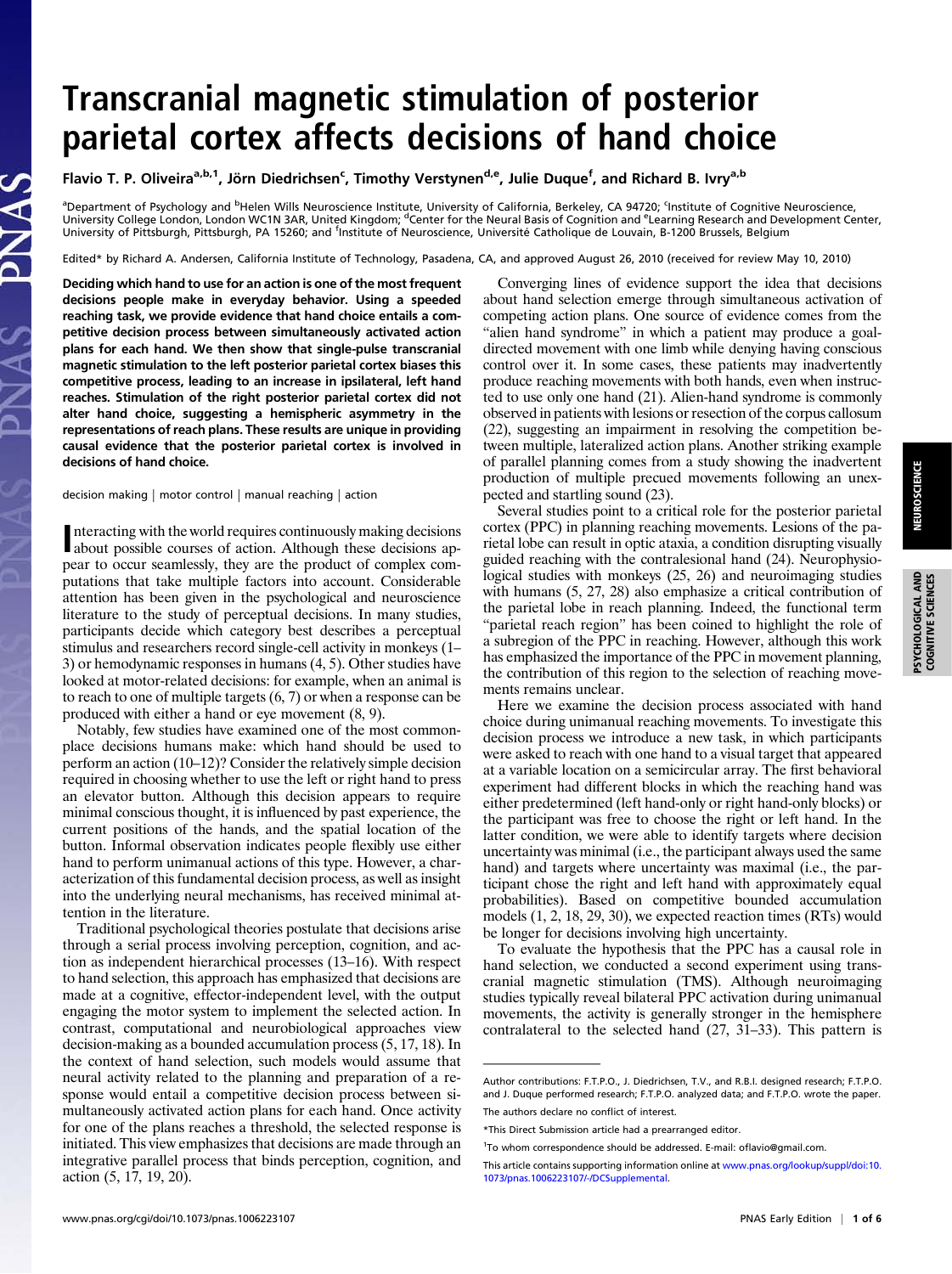# Transcranial magnetic stimulation of posterior parietal cortex affects decisions of hand choice

Flavio T. P. Oliveira[a,b,1], Jörn Diedrichsen[c], Timothy Verstynen[d,e], Julie Duque[f], and Richard B. Ivry[a,b]

[a]Department of Psychology and [b]Helen Wills Neuroscience Institute, University of California, Berkeley, CA 94720; [c]Institute of Cognitive Neuroscience, University College London, London WC1N 3AR, United Kingdom; [d]Center for the Neural Basis of Cognition and [e]Learning Research and Development Center, University of Pittsburgh, Pittsburgh, PA 15260; and [f]Institute of Neuroscience, Université Catholique de Louvain, B-1200 Brussels, Belgium

Edited* by Richard A. Andersen, California Institute of Technology, Pasadena, CA, and approved August 26, 2010 (received for review May 10, 2010)

**Deciding which hand to use for an action is one of the most frequent decisions people make in everyday behavior. Using a speeded reaching task, we provide evidence that hand choice entails a competitive decision process between simultaneously activated action plans for each hand. We then show that single-pulse transcranial magnetic stimulation to the left posterior parietal cortex biases this competitive process, leading to an increase in ipsilateral, left hand reaches. Stimulation of the right posterior parietal cortex did not alter hand choice, suggesting a hemispheric asymmetry in the representations of reach plans. These results are unique in providing causal evidence that the posterior parietal cortex is involved in decisions of hand choice.**

decision making | motor control | manual reaching | action

Interacting with the world requires continuously making decisions about possible courses of action. Although these decisions appear to occur seamlessly, they are the product of complex computations that take multiple factors into account. Considerable attention has been given in the psychological and neuroscience literature to the study of perceptual decisions. In many studies, participants decide which category best describes a perceptual stimulus and researchers record single-cell activity in monkeys (1–3) or hemodynamic responses in humans (4, 5). Other studies have looked at motor-related decisions: for example, when an animal is to reach to one of multiple targets (6, 7) or when a response can be produced with either a hand or eye movement (8, 9).

Notably, few studies have examined one of the most commonplace decisions humans make: which hand should be used to perform an action (10–12)? Consider the relatively simple decision required in choosing whether to use the left or right hand to press an elevator button. Although this decision appears to require minimal conscious thought, it is influenced by past experience, the current positions of the hands, and the spatial location of the button. Informal observation indicates people flexibly use either hand to perform unimanual actions of this type. However, a characterization of this fundamental decision process, as well as insight into the underlying neural mechanisms, has received minimal attention in the literature.

Traditional psychological theories postulate that decisions arise through a serial process involving perception, cognition, and action as independent hierarchical processes (13–16). With respect to hand selection, this approach has emphasized that decisions are made at a cognitive, effector-independent level, with the output engaging the motor system to implement the selected action. In contrast, computational and neurobiological approaches view decision-making as a bounded accumulation process (5, 17, 18). In the context of hand selection, such models would assume that neural activity related to the planning and preparation of a response would entail a competitive decision process between simultaneously activated action plans for each hand. Once activity for one of the plans reaches a threshold, the selected response is initiated. This view emphasizes that decisions are made through an integrative parallel process that binds perception, cognition, and action (5, 17, 19, 20).

Converging lines of evidence support the idea that decisions about hand selection emerge through simultaneous activation of competing action plans. One source of evidence comes from the "alien hand syndrome" in which a patient may produce a goal-directed movement with one limb while denying having conscious control over it. In some cases, these patients may inadvertently produce reaching movements with both hands, even when instructed to use only one hand (21). Alien-hand syndrome is commonly observed in patients with lesions or resection of the corpus callosum (22), suggesting an impairment in resolving the competition between multiple, lateralized action plans. Another striking example of parallel planning comes from a study showing the inadvertent production of multiple precued movements following an unexpected and startling sound (23).

Several studies point to a critical role for the posterior parietal cortex (PPC) in planning reaching movements. Lesions of the parietal lobe can result in optic ataxia, a condition disrupting visually guided reaching with the contralesional hand (24). Neurophysiological studies with monkeys (25, 26) and neuroimaging studies with humans (5, 27, 28) also emphasize a critical contribution of the parietal lobe in reach planning. Indeed, the functional term "parietal reach region" has been coined to highlight the role of a subregion of the PPC in reaching. However, although this work has emphasized the importance of the PPC in movement planning, the contribution of this region to the selection of reaching movements remains unclear.

Here we examine the decision process associated with hand choice during unimanual reaching movements. To investigate this decision process we introduce a new task, in which participants were asked to reach with one hand to a visual target that appeared at a variable location on a semicircular array. The first behavioral experiment had different blocks in which the reaching hand was either predetermined (left hand-only or right hand-only blocks) or the participant was free to choose the right or left hand. In the latter condition, we were able to identify targets where decision uncertainty was minimal (i.e., the participant always used the same hand) and targets where uncertainty was maximal (i.e., the participant chose the right and left hand with approximately equal probabilities). Based on competitive bounded accumulation models (1, 2, 18, 29, 30), we expected reaction times (RTs) would be longer for decisions involving high uncertainty.

To evaluate the hypothesis that the PPC has a causal role in hand selection, we conducted a second experiment using transcranial magnetic stimulation (TMS). Although neuroimaging studies typically reveal bilateral PPC activation during unimanual movements, the activity is generally stronger in the hemisphere contralateral to the selected hand (27, 31–33). This pattern is

Author contributions: F.T.P.O., J. Diedrichsen, T.V., and R.B.I. designed research; F.T.P.O. and J. Duque performed research; F.T.P.O. analyzed data; and F.T.P.O. wrote the paper.

The authors declare no conflict of interest.

*This Direct Submission article had a prearranged editor.

[1]To whom correspondence should be addressed. E-mail: oflavio@gmail.com.

This article contains supporting information online at www.pnas.org/lookup/suppl/doi:10.1073/pnas.1006223107/-/DCSupplemental.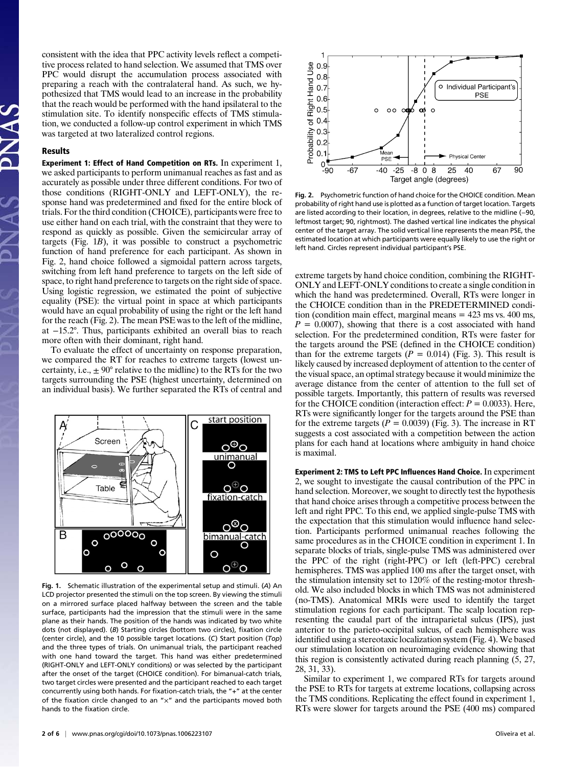consistent with the idea that PPC activity levels reflect a competitive process related to hand selection. We assumed that TMS over PPC would disrupt the accumulation process associated with preparing a reach with the contralateral hand. As such, we hypothesized that TMS would lead to an increase in the probability that the reach would be performed with the hand ipsilateral to the stimulation site. To identify nonspecific effects of TMS stimulation, we conducted a follow-up control experiment in which TMS was targeted at two lateralized control regions.

## Results

**Experiment 1: Effect of Hand Competition on RTs.** In experiment 1, we asked participants to perform unimanual reaches as fast and as accurately as possible under three different conditions. For two of those conditions (RIGHT-ONLY and LEFT-ONLY), the response hand was predetermined and fixed for the entire block of trials. For the third condition (CHOICE), participants were free to use either hand on each trial, with the constraint that they were to respond as quickly as possible. Given the semicircular array of targets (Fig. 1*B*), it was possible to construct a psychometric function of hand preference for each participant. As shown in Fig. 2, hand choice followed a sigmoidal pattern across targets, switching from left hand preference to targets on the left side of space, to right hand preference to targets on the right side of space. Using logistic regression, we estimated the point of subjective equality (PSE): the virtual point in space at which participants would have an equal probability of using the right or the left hand for the reach (Fig. 2). The mean PSE was to the left of the midline, at −15.2°. Thus, participants exhibited an overall bias to reach more often with their dominant, right hand.

To evaluate the effect of uncertainty on response preparation, we compared the RT for reaches to extreme targets (lowest uncertainty, i.e., ± 90° relative to the midline) to the RTs for the two targets surrounding the PSE (highest uncertainty, determined on an individual basis). We further separated the RTs of central and extreme targets by hand choice condition, combining the RIGHT-ONLY and LEFT-ONLY conditions to create a single condition in which the hand was predetermined. Overall, RTs were longer in the CHOICE condition than in the PREDETERMINED condition (condition main effect, marginal means = 423 ms vs. 400 ms, $P = 0.0007$), showing that there is a cost associated with hand selection. For the predetermined condition, RTs were faster for the targets around the PSE (defined in the CHOICE condition) than for the extreme targets ($P = 0.014$) (Fig. 3). This result is likely caused by increased deployment of attention to the center of the visual space, an optimal strategy because it would minimize the average distance from the center of attention to the full set of possible targets. Importantly, this pattern of results was reversed for the CHOICE condition (interaction effect: $P = 0.0033$). Here, RTs were significantly longer for the targets around the PSE than for the extreme targets ($P = 0.0039$) (Fig. 3). The increase in RT suggests a cost associated with a competition between the action plans for each hand at locations where ambiguity in hand choice is maximal.

Fig. 1. Schematic illustration of the experimental setup and stimuli. (*A*) An LCD projector presented the stimuli on the top screen. By viewing the stimuli on a mirrored surface placed halfway between the screen and the table surface, participants had the impression that the stimuli were in the same plane as their hands. The position of the hands was indicated by two white dots (not displayed). (*B*) Starting circles (bottom two circles), fixation circle (center circle), and the 10 possible target locations. (*C*) Start position (*Top*) and the three types of trials. On unimanual trials, the participant reached with one hand toward the target. This hand was either predetermined (RIGHT-ONLY and LEFT-ONLY conditions) or was selected by the participant after the onset of the target (CHOICE condition). For bimanual-catch trials, two target circles were presented and the participant reached to each target concurrently using both hands. For fixation-catch trials, the "+" at the center of the fixation circle changed to an "×" and the participants moved both hands to the fixation circle.

Fig. 2. Psychometric function of hand choice for the CHOICE condition. Mean probability of right hand use is plotted as a function of target location. Targets are listed according to their location, in degrees, relative to the midline (−90, leftmost target; 90, rightmost). The dashed vertical line indicates the physical center of the target array. The solid vertical line represents the mean PSE, the estimated location at which participants were equally likely to use the right or left hand. Circles represent individual participant's PSE.

**Experiment 2: TMS to Left PPC Influences Hand Choice.** In experiment 2, we sought to investigate the causal contribution of the PPC in hand selection. Moreover, we sought to directly test the hypothesis that hand choice arises through a competitive process between the left and right PPC. To this end, we applied single-pulse TMS with the expectation that this stimulation would influence hand selection. Participants performed unimanual reaches following the same procedures as in the CHOICE condition in experiment 1. In separate blocks of trials, single-pulse TMS was administered over the PPC of the right (right-PPC) or left (left-PPC) cerebral hemispheres. TMS was applied 100 ms after the target onset, with the stimulation intensity set to 120% of the resting-motor threshold. We also included blocks in which TMS was not administered (no-TMS). Anatomical MRIs were used to identify the target stimulation regions for each participant. The scalp location representing the caudal part of the intraparietal sulcus (IPS), just anterior to the parieto-occipital sulcus, of each hemisphere was identified using a stereotaxic localization system (Fig. 4). We based our stimulation location on neuroimaging evidence showing that this region is consistently activated during reach planning (5, 27, 28, 31, 33).

Similar to experiment 1, we compared RTs for targets around the PSE to RTs for targets at extreme locations, collapsing across the TMS conditions. Replicating the effect found in experiment 1, RTs were slower for targets around the PSE (400 ms) compared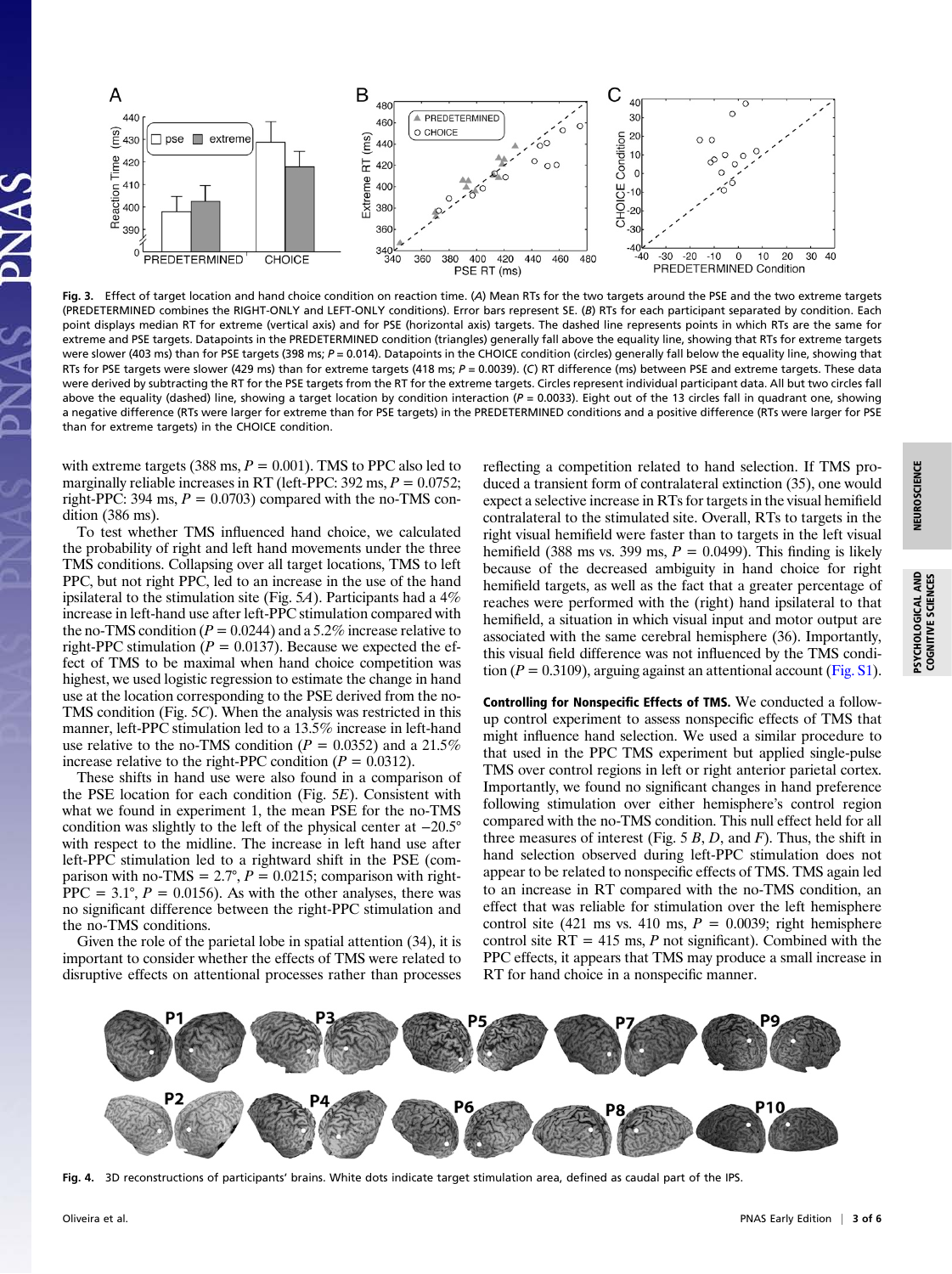Fig. 3. Effect of target location and hand choice condition on reaction time. (A) Mean RTs for the two targets around the PSE and the two extreme targets (PREDETERMINED combines the RIGHT-ONLY and LEFT-ONLY conditions). Error bars represent SE. (B) RTs for each participant separated by condition. Each point displays median RT for extreme (vertical axis) and for PSE (horizontal axis) targets. The dashed line represents points in which RTs are the same for extreme and PSE targets. Datapoints in the PREDETERMINED condition (triangles) generally fall above the equality line, showing that RTs for extreme targets were slower (403 ms) than for PSE targets (398 ms; $P = 0.014$). Datapoints in the CHOICE condition (circles) generally fall below the equality line, showing that RTs for PSE targets were slower (429 ms) than for extreme targets (418 ms; $P = 0.0039$). (C) RT difference (ms) between PSE and extreme targets. These data were derived by subtracting the RT for the PSE targets from the RT for the extreme targets. Circles represent individual participant data. All but two circles fall above the equality (dashed) line, showing a target location by condition interaction ($P = 0.0033$). Eight out of the 13 circles fall in quadrant one, showing a negative difference (RTs were larger for extreme than for PSE targets) in the PREDETERMINED conditions and a positive difference (RTs were larger for PSE than for extreme targets) in the CHOICE condition.

with extreme targets (388 ms, $P = 0.001$). TMS to PPC also led to marginally reliable increases in RT (left-PPC: 392 ms, $P = 0.0752$; right-PPC: 394 ms, $P = 0.0703$) compared with the no-TMS condition (386 ms).

To test whether TMS influenced hand choice, we calculated the probability of right and left hand movements under the three TMS conditions. Collapsing over all target locations, TMS to left PPC, but not right PPC, led to an increase in the use of the hand ipsilateral to the stimulation site (Fig. 5A). Participants had a 4% increase in left-hand use after left-PPC stimulation compared with the no-TMS condition ($P = 0.0244$) and a 5.2% increase relative to right-PPC stimulation ($P = 0.0137$). Because we expected the effect of TMS to be maximal when hand choice competition was highest, we used logistic regression to estimate the change in hand use at the location corresponding to the PSE derived from the no-TMS condition (Fig. 5C). When the analysis was restricted in this manner, left-PPC stimulation led to a 13.5% increase in left-hand use relative to the no-TMS condition ($P = 0.0352$) and a 21.5% increase relative to the right-PPC condition ($P = 0.0312$).

These shifts in hand use were also found in a comparison of the PSE location for each condition (Fig. 5E). Consistent with what we found in experiment 1, the mean PSE for the no-TMS condition was slightly to the left of the physical center at −20.5° with respect to the midline. The increase in left hand use after left-PPC stimulation led to a rightward shift in the PSE (comparison with no-TMS = 2.7°, $P = 0.0215$; comparison with right-PPC = 3.1°, $P = 0.0156$). As with the other analyses, there was no significant difference between the right-PPC stimulation and the no-TMS conditions.

Given the role of the parietal lobe in spatial attention (34), it is important to consider whether the effects of TMS were related to disruptive effects on attentional processes rather than processes reflecting a competition related to hand selection. If TMS produced a transient form of contralateral extinction (35), one would expect a selective increase in RTs for targets in the visual hemifield contralateral to the stimulated site. Overall, RTs to targets in the right visual hemifield were faster than to targets in the left visual hemifield (388 ms vs. 399 ms, $P = 0.0499$). This finding is likely because of the decreased ambiguity in hand choice for right hemifield targets, as well as the fact that a greater percentage of reaches were performed with the (right) hand ipsilateral to that hemifield, a situation in which visual input and motor output are associated with the same cerebral hemisphere (36). Importantly, this visual field difference was not influenced by the TMS condition ($P = 0.3109$), arguing against an attentional account (Fig. S1).

**Controlling for Nonspecific Effects of TMS.** We conducted a follow-up control experiment to assess nonspecific effects of TMS that might influence hand selection. We used a similar procedure to that used in the PPC TMS experiment but applied single-pulse TMS over control regions in left or right anterior parietal cortex. Importantly, we found no significant changes in hand preference following stimulation over either hemisphere's control region compared with the no-TMS condition. This null effect held for all three measures of interest (Fig. 5 B, D, and F). Thus, the shift in hand selection observed during left-PPC stimulation does not appear to be related to nonspecific effects of TMS. TMS again led to an increase in RT compared with the no-TMS condition, an effect that was reliable for stimulation over the left hemisphere control site (421 ms vs. 410 ms, $P = 0.0039$; right hemisphere control site RT = 415 ms, $P$ not significant). Combined with the PPC effects, it appears that TMS may produce a small increase in RT for hand choice in a nonspecific manner.

Fig. 4. 3D reconstructions of participants' brains. White dots indicate target stimulation area, defined as caudal part of the IPS.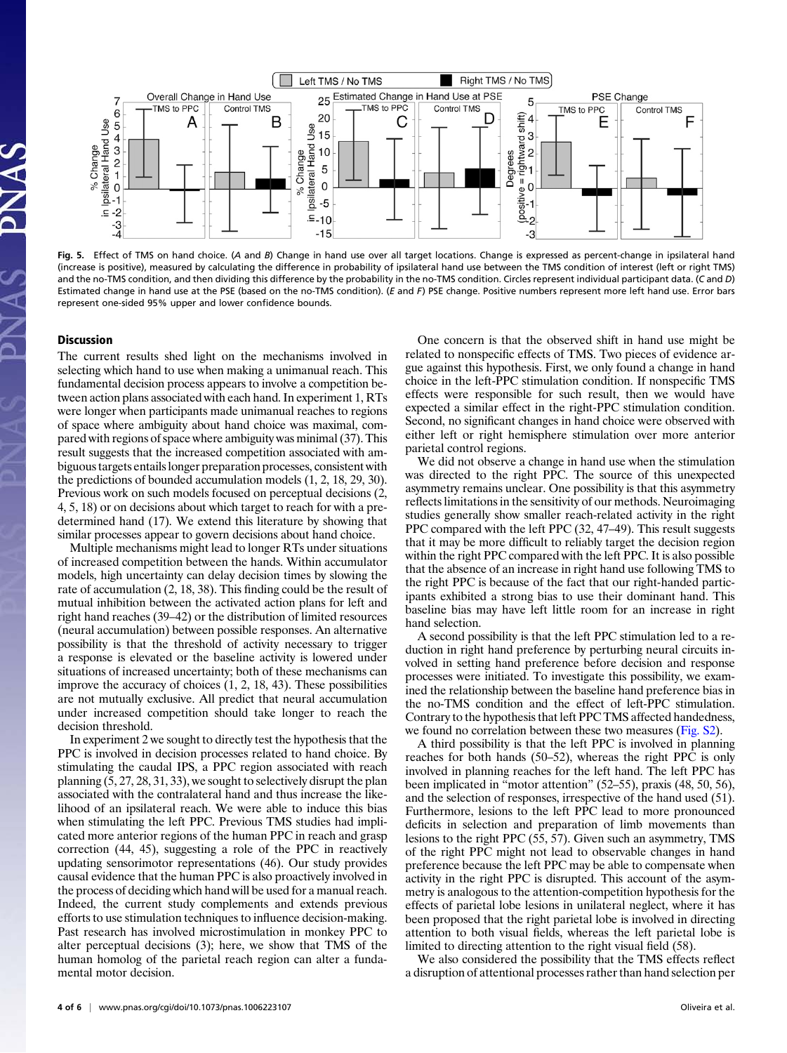Fig. 5. Effect of TMS on hand choice. (*A* and *B*) Change in hand use over all target locations. Change is expressed as percent-change in ipsilateral hand (increase is positive), measured by calculating the difference in probability of ipsilateral hand use between the TMS condition of interest (left or right TMS) and the no-TMS condition, and then dividing this difference by the probability in the no-TMS condition. Circles represent individual participant data. (*C* and *D*) Estimated change in hand use at the PSE (based on the no-TMS condition). (*E* and *F*) PSE change. Positive numbers represent more left hand use. Error bars represent one-sided 95% upper and lower confidence bounds.

## Discussion

The current results shed light on the mechanisms involved in selecting which hand to use when making a unimanual reach. This fundamental decision process appears to involve a competition between action plans associated with each hand. In experiment 1, RTs were longer when participants made unimanual reaches to regions of space where ambiguity about hand choice was maximal, compared with regions of space where ambiguity was minimal (37). This result suggests that the increased competition associated with ambiguous targets entails longer preparation processes, consistent with the predictions of bounded accumulation models (1, 2, 18, 29, 30). Previous work on such models focused on perceptual decisions (2, 4, 5, 18) or on decisions about which target to reach for with a predetermined hand (17). We extend this literature by showing that similar processes appear to govern decisions about hand choice.

Multiple mechanisms might lead to longer RTs under situations of increased competition between the hands. Within accumulator models, high uncertainty can delay decision times by slowing the rate of accumulation (2, 18, 38). This finding could be the result of mutual inhibition between the activated action plans for left and right hand reaches (39–42) or the distribution of limited resources (neural accumulation) between possible responses. An alternative possibility is that the threshold of activity necessary to trigger a response is elevated or the baseline activity is lowered under situations of increased uncertainty; both of these mechanisms can improve the accuracy of choices (1, 2, 18, 43). These possibilities are not mutually exclusive. All predict that neural accumulation under increased competition should take longer to reach the decision threshold.

In experiment 2 we sought to directly test the hypothesis that the PPC is involved in decision processes related to hand choice. By stimulating the caudal IPS, a PPC region associated with reach planning (5, 27, 28, 31, 33), we sought to selectively disrupt the plan associated with the contralateral hand and thus increase the likelihood of an ipsilateral reach. We were able to induce this bias when stimulating the left PPC. Previous TMS studies had implicated more anterior regions of the human PPC in reach and grasp correction (44, 45), suggesting a role of the PPC in reactively updating sensorimotor representations (46). Our study provides causal evidence that the human PPC is also proactively involved in the process of deciding which hand will be used for a manual reach. Indeed, the current study complements and extends previous efforts to use stimulation techniques to influence decision-making. Past research has involved microstimulation in monkey PPC to alter perceptual decisions (3); here, we show that TMS of the human homolog of the parietal reach region can alter a fundamental motor decision.

One concern is that the observed shift in hand use might be related to nonspecific effects of TMS. Two pieces of evidence argue against this hypothesis. First, we only found a change in hand choice in the left-PPC stimulation condition. If nonspecific TMS effects were responsible for such result, then we would have expected a similar effect in the right-PPC stimulation condition. Second, no significant changes in hand choice were observed with either left or right hemisphere stimulation over more anterior parietal control regions.

We did not observe a change in hand use when the stimulation was directed to the right PPC. The source of this unexpected asymmetry remains unclear. One possibility is that this asymmetry reflects limitations in the sensitivity of our methods. Neuroimaging studies generally show smaller reach-related activity in the right PPC compared with the left PPC (32, 47–49). This result suggests that it may be more difficult to reliably target the decision region within the right PPC compared with the left PPC. It is also possible that the absence of an increase in right hand use following TMS to the right PPC is because of the fact that our right-handed participants exhibited a strong bias to use their dominant hand. This baseline bias may have left little room for an increase in right hand selection.

A second possibility is that the left PPC stimulation led to a reduction in right hand preference by perturbing neural circuits involved in setting hand preference before decision and response processes were initiated. To investigate this possibility, we examined the relationship between the baseline hand preference bias in the no-TMS condition and the effect of left-PPC stimulation. Contrary to the hypothesis that left PPC TMS affected handedness, we found no correlation between these two measures (Fig. S2).

A third possibility is that the left PPC is involved in planning reaches for both hands (50–52), whereas the right PPC is only involved in planning reaches for the left hand. The left PPC has been implicated in "motor attention" (52–55), praxis (48, 50, 56), and the selection of responses, irrespective of the hand used (51). Furthermore, lesions to the left PPC lead to more pronounced deficits in selection and preparation of limb movements than lesions to the right PPC (55, 57). Given such an asymmetry, TMS of the right PPC might not lead to observable changes in hand preference because the left PPC may be able to compensate when activity in the right PPC is disrupted. This account of the asymmetry is analogous to the attention-competition hypothesis for the effects of parietal lobe lesions in unilateral neglect, where it has been proposed that the right parietal lobe is involved in directing attention to both visual fields, whereas the left parietal lobe is limited to directing attention to the right visual field (58).

We also considered the possibility that the TMS effects reflect a disruption of attentional processes rather than hand selection per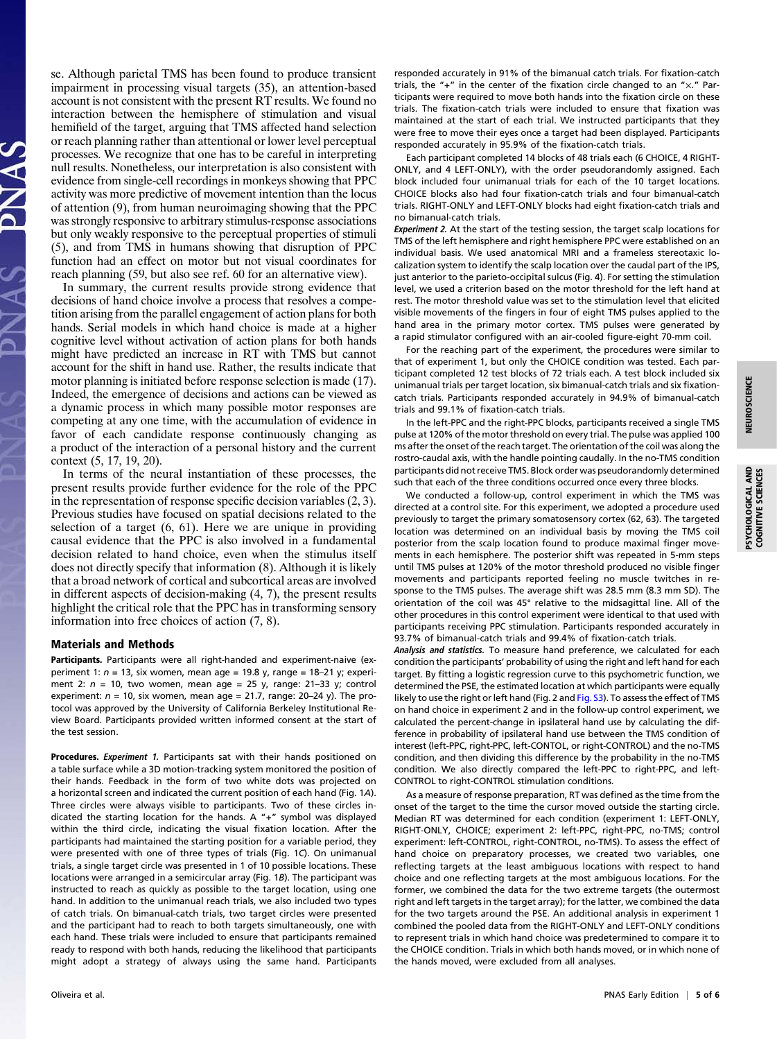se. Although parietal TMS has been found to produce transient impairment in processing visual targets (35), an attention-based account is not consistent with the present RT results. We found no interaction between the hemisphere of stimulation and visual hemifield of the target, arguing that TMS affected hand selection or reach planning rather than attentional or lower level perceptual processes. We recognize that one has to be careful in interpreting null results. Nonetheless, our interpretation is also consistent with evidence from single-cell recordings in monkeys showing that PPC activity was more predictive of movement intention than the locus of attention (9), from human neuroimaging showing that the PPC was strongly responsive to arbitrary stimulus-response associations but only weakly responsive to the perceptual properties of stimuli (5), and from TMS in humans showing that disruption of PPC function had an effect on motor but not visual coordinates for reach planning (59, but also see ref. 60 for an alternative view).

In summary, the current results provide strong evidence that decisions of hand choice involve a process that resolves a competition arising from the parallel engagement of action plans for both hands. Serial models in which hand choice is made at a higher cognitive level without activation of action plans for both hands might have predicted an increase in RT with TMS but cannot account for the shift in hand use. Rather, the results indicate that motor planning is initiated before response selection is made (17). Indeed, the emergence of decisions and actions can be viewed as a dynamic process in which many possible motor responses are competing at any one time, with the accumulation of evidence in favor of each candidate response continuously changing as a product of the interaction of a personal history and the current context (5, 17, 19, 20).

In terms of the neural instantiation of these processes, the present results provide further evidence for the role of the PPC in the representation of response specific decision variables (2, 3). Previous studies have focused on spatial decisions related to the selection of a target (6, 61). Here we are unique in providing causal evidence that the PPC is also involved in a fundamental decision related to hand choice, even when the stimulus itself does not directly specify that information (8). Although it is likely that a broad network of cortical and subcortical areas are involved in different aspects of decision-making (4, 7), the present results highlight the critical role that the PPC has in transforming sensory information into free choices of action (7, 8).

## Materials and Methods

**Participants.** Participants were all right-handed and experiment-naive (experiment 1: $n = 13$, six women, mean age = 19.8 y, range = 18–21 y; experiment 2: $n = 10$, two women, mean age = 25 y, range: 21–33 y; control experiment: $n = 10$, six women, mean age = 21.7, range: 20–24 y). The protocol was approved by the University of California Berkeley Institutional Review Board. Participants provided written informed consent at the start of the test session.

**Procedures.** ***Experiment 1.*** Participants sat with their hands positioned on a table surface while a 3D motion-tracking system monitored the position of their hands. Feedback in the form of two white dots was projected on a horizontal screen and indicated the current position of each hand (Fig. 1*A*). Three circles were always visible to participants. Two of these circles indicated the starting location for the hands. A "+" symbol was displayed within the third circle, indicating the visual fixation location. After the participants had maintained the starting position for a variable period, they were presented with one of three types of trials (Fig. 1*C*). On unimanual trials, a single target circle was presented in 1 of 10 possible locations. These locations were arranged in a semicircular array (Fig. 1*B*). The participant was instructed to reach as quickly as possible to the target location, using one hand. In addition to the unimanual reach trials, we also included two types of catch trials. On bimanual-catch trials, two target circles were presented and the participant had to reach to both targets simultaneously, one with each hand. These trials were included to ensure that participants remained ready to respond with both hands, reducing the likelihood that participants might adopt a strategy of always using the same hand. Participants responded accurately in 91% of the bimanual catch trials. For fixation-catch trials, the "+" in the center of the fixation circle changed to an "×." Participants were required to move both hands into the fixation circle on these trials. The fixation-catch trials were included to ensure that fixation was maintained at the start of each trial. We instructed participants that they were free to move their eyes once a target had been displayed. Participants responded accurately in 95.9% of the fixation-catch trials.

Each participant completed 14 blocks of 48 trials each (6 CHOICE, 4 RIGHT-ONLY, and 4 LEFT-ONLY), with the order pseudorandomly assigned. Each block included four unimanual trials for each of the 10 target locations. CHOICE blocks also had four fixation-catch trials and four bimanual-catch trials. RIGHT-ONLY and LEFT-ONLY blocks had eight fixation-catch trials and no bimanual-catch trials.

***Experiment 2.*** At the start of the testing session, the target scalp locations for TMS of the left hemisphere and right hemisphere PPC were established on an individual basis. We used anatomical MRI and a frameless stereotaxic localization system to identify the scalp location over the caudal part of the IPS, just anterior to the parieto-occipital sulcus (Fig. 4). For setting the stimulation level, we used a criterion based on the motor threshold for the left hand at rest. The motor threshold value was set to the stimulation level that elicited visible movements of the fingers in four of eight TMS pulses applied to the hand area in the primary motor cortex. TMS pulses were generated by a rapid stimulator configured with an air-cooled figure-eight 70-mm coil.

For the reaching part of the experiment, the procedures were similar to that of experiment 1, but only the CHOICE condition was tested. Each participant completed 12 test blocks of 72 trials each. A test block included six unimanual trials per target location, six bimanual-catch trials and six fixation-catch trials. Participants responded accurately in 94.9% of bimanual-catch trials and 99.1% of fixation-catch trials.

In the left-PPC and the right-PPC blocks, participants received a single TMS pulse at 120% of the motor threshold on every trial. The pulse was applied 100 ms after the onset of the reach target. The orientation of the coil was along the rostro-caudal axis, with the handle pointing caudally. In the no-TMS condition participants did not receive TMS. Block order was pseudorandomly determined such that each of the three conditions occurred once every three blocks.

We conducted a follow-up, control experiment in which the TMS was directed at a control site. For this experiment, we adopted a procedure used previously to target the primary somatosensory cortex (62, 63). The targeted location was determined on an individual basis by moving the TMS coil posterior from the scalp location found to produce maximal finger movements in each hemisphere. The posterior shift was repeated in 5-mm steps until TMS pulses at 120% of the motor threshold produced no visible finger movements and participants reported feeling no muscle twitches in response to the TMS pulses. The average shift was 28.5 mm (8.3 mm SD). The orientation of the coil was 45° relative to the midsagittal line. All of the other procedures in this control experiment were identical to that used with participants receiving PPC stimulation. Participants responded accurately in 93.7% of bimanual-catch trials and 99.4% of fixation-catch trials.

***Analysis and statistics.*** To measure hand preference, we calculated for each condition the participants' probability of using the right and left hand for each target. By fitting a logistic regression curve to this psychometric function, we determined the PSE, the estimated location at which participants were equally likely to use the right or left hand (Fig. 2 and Fig. S3). To assess the effect of TMS on hand choice in experiment 2 and in the follow-up control experiment, we calculated the percent-change in ipsilateral hand use by calculating the difference in probability of ipsilateral hand use between the TMS condition of interest (left-PPC, right-PPC, left-CONTOL, or right-CONTROL) and the no-TMS condition, and then dividing this difference by the probability in the no-TMS condition. We also directly compared the left-PPC to right-PPC, and left-CONTROL to right-CONTROL stimulation conditions.

As a measure of response preparation, RT was defined as the time from the onset of the target to the time the cursor moved outside the starting circle. Median RT was determined for each condition (experiment 1: LEFT-ONLY, RIGHT-ONLY, CHOICE; experiment 2: left-PPC, right-PPC, no-TMS; control experiment: left-CONTROL, right-CONTROL, no-TMS). To assess the effect of hand choice on preparatory processes, we created two variables, one reflecting targets at the least ambiguous locations with respect to hand choice and one reflecting targets at the most ambiguous locations. For the former, we combined the data for the two extreme targets (the outermost right and left targets in the target array); for the latter, we combined the data for the two targets around the PSE. An additional analysis in experiment 1 combined the pooled data from the RIGHT-ONLY and LEFT-ONLY conditions to represent trials in which hand choice was predetermined to compare it to the CHOICE condition. Trials in which both hands moved, or in which none of the hands moved, were excluded from all analyses.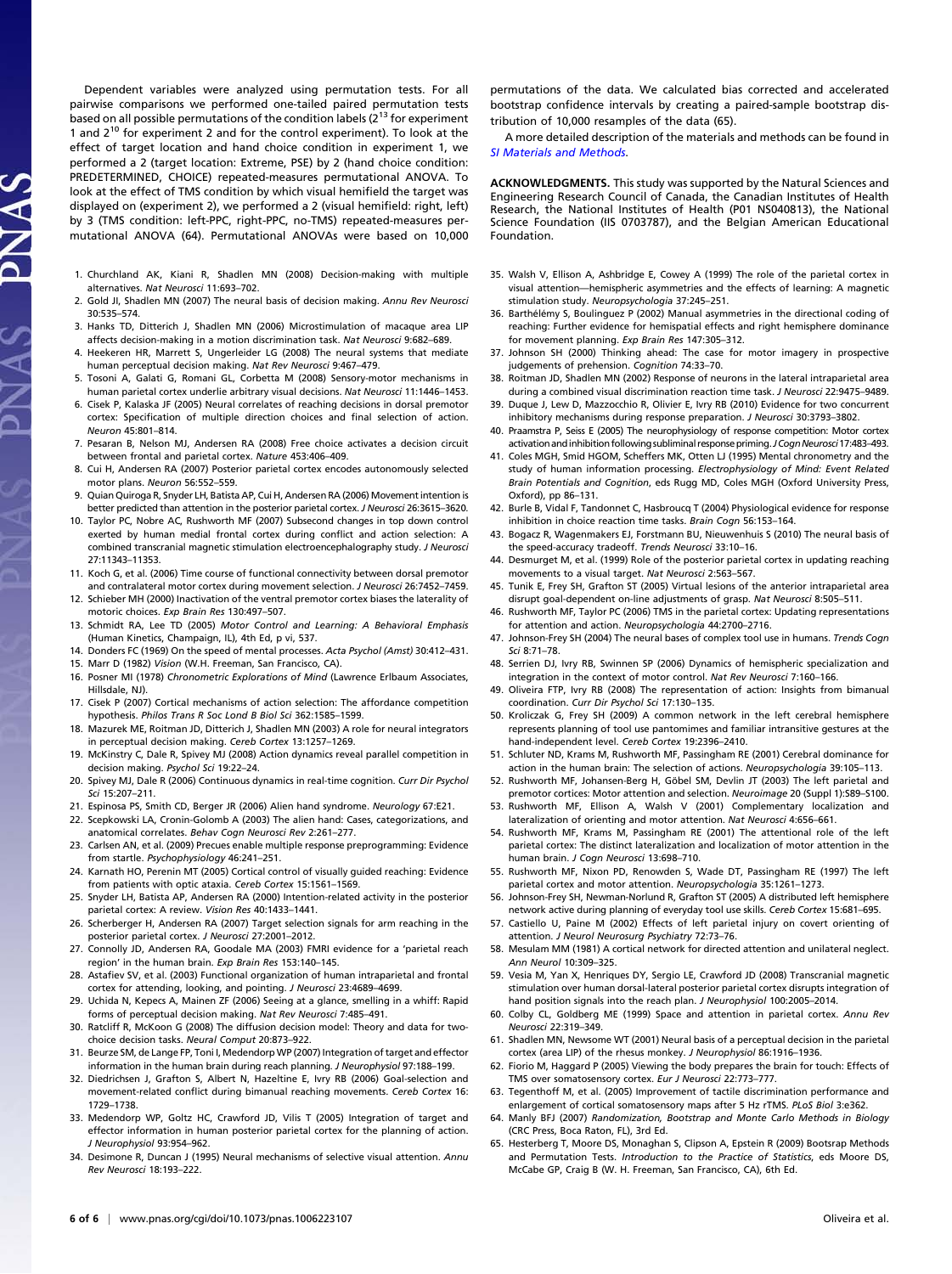Dependent variables were analyzed using permutation tests. For all pairwise comparisons we performed one-tailed paired permutation tests based on all possible permutations of the condition labels ($2^{13}$ for experiment 1 and $2^{10}$ for experiment 2 and for the control experiment). To look at the effect of target location and hand choice condition in experiment 1, we performed a 2 (target location: Extreme, PSE) by 2 (hand choice condition: PREDETERMINED, CHOICE) repeated-measures permutational ANOVA. To look at the effect of TMS condition by which visual hemifield the target was displayed on (experiment 2), we performed a 2 (visual hemifield: right, left) by 3 (TMS condition: left-PPC, right-PPC, no-TMS) repeated-measures permutational ANOVA (64). Permutational ANOVAs were based on 10,000 permutations of the data. We calculated bias corrected and accelerated bootstrap confidence intervals by creating a paired-sample bootstrap distribution of 10,000 resamples of the data (65).

A more detailed description of the materials and methods can be found in *SI Materials and Methods*.

**ACKNOWLEDGMENTS.** This study was supported by the Natural Sciences and Engineering Research Council of Canada, the Canadian Institutes of Health Research, the National Institutes of Health (P01 NS040813), the National Science Foundation (IIS 0703787), and the Belgian American Educational Foundation.

1. Churchland AK, Kiani R, Shadlen MN (2008) Decision-making with multiple alternatives. *Nat Neurosci* 11:693–702.
2. Gold JI, Shadlen MN (2007) The neural basis of decision making. *Annu Rev Neurosci* 30:535–574.
3. Hanks TD, Ditterich J, Shadlen MN (2006) Microstimulation of macaque area LIP affects decision-making in a motion discrimination task. *Nat Neurosci* 9:682–689.
4. Heekeren HR, Marrett S, Ungerleider LG (2008) The neural systems that mediate human perceptual decision making. *Nat Rev Neurosci* 9:467–479.
5. Tosoni A, Galati G, Romani GL, Corbetta M (2008) Sensory-motor mechanisms in human parietal cortex underlie arbitrary visual decisions. *Nat Neurosci* 11:1446–1453.
6. Cisek P, Kalaska JF (2005) Neural correlates of reaching decisions in dorsal premotor cortex: Specification of multiple direction choices and final selection of action. *Neuron* 45:801–814.
7. Pesaran B, Nelson MJ, Andersen RA (2008) Free choice activates a decision circuit between frontal and parietal cortex. *Nature* 453:406–409.
8. Cui H, Andersen RA (2007) Posterior parietal cortex encodes autonomously selected motor plans. *Neuron* 56:552–559.
9. Quian Quiroga R, Snyder LH, Batista AP, Cui H, Andersen RA (2006) Movement intention is better predicted than attention in the posterior parietal cortex. *J Neurosci* 26:3615–3620.
10. Taylor PC, Nobre AC, Rushworth MF (2007) Subsecond changes in top down control exerted by human medial frontal cortex during conflict and action selection: A combined transcranial magnetic stimulation electroencephalography study. *J Neurosci* 27:11343–11353.
11. Koch G, et al. (2006) Time course of functional connectivity between dorsal premotor and contralateral motor cortex during movement selection. *J Neurosci* 26:7452–7459.
12. Schieber MH (2000) Inactivation of the ventral premotor cortex biases the laterality of motoric choices. *Exp Brain Res* 130:497–507.
13. Schmidt RA, Lee TD (2005) *Motor Control and Learning: A Behavioral Emphasis* (Human Kinetics, Champaign, IL), 4th Ed, p vi, 537.
14. Donders FC (1969) On the speed of mental processes. *Acta Psychol (Amst)* 30:412–431.
15. Marr D (1982) *Vision* (W.H. Freeman, San Francisco, CA).
16. Posner MI (1978) *Chronometric Explorations of Mind* (Lawrence Erlbaum Associates, Hillsdale, NJ).
17. Cisek P (2007) Cortical mechanisms of action selection: The affordance competition hypothesis. *Philos Trans R Soc Lond B Biol Sci* 362:1585–1599.
18. Mazurek ME, Roitman JD, Ditterich J, Shadlen MN (2003) A role for neural integrators in perceptual decision making. *Cereb Cortex* 13:1257–1269.
19. McKinstry C, Dale R, Spivey MJ (2008) Action dynamics reveal parallel competition in decision making. *Psychol Sci* 19:22–24.
20. Spivey MJ, Dale R (2006) Continuous dynamics in real-time cognition. *Curr Dir Psychol Sci* 15:207–211.
21. Espinosa PS, Smith CD, Berger JR (2006) Alien hand syndrome. *Neurology* 67:E21.
22. Scepkowski LA, Cronin-Golomb A (2003) The alien hand: Cases, categorizations, and anatomical correlates. *Behav Cogn Neurosci Rev* 2:261–277.
23. Carlsen AN, et al. (2009) Precues enable multiple response preprogramming: Evidence from startle. *Psychophysiology* 46:241–251.
24. Karnath HO, Perenin MT (2005) Cortical control of visually guided reaching: Evidence from patients with optic ataxia. *Cereb Cortex* 15:1561–1569.
25. Snyder LH, Batista AP, Andersen RA (2000) Intention-related activity in the posterior parietal cortex: A review. *Vision Res* 40:1433–1441.
26. Scherberger H, Andersen RA (2007) Target selection signals for arm reaching in the posterior parietal cortex. *J Neurosci* 27:2001–2012.
27. Connolly JD, Andersen RA, Goodale MA (2003) FMRI evidence for a 'parietal reach region' in the human brain. *Exp Brain Res* 153:140–145.
28. Astafiev SV, et al. (2003) Functional organization of human intraparietal and frontal cortex for attending, looking, and pointing. *J Neurosci* 23:4689–4699.
29. Uchida N, Kepecs A, Mainen ZF (2006) Seeing at a glance, smelling in a whiff: Rapid forms of perceptual decision making. *Nat Rev Neurosci* 7:485–491.
30. Ratcliff R, McKoon G (2008) The diffusion decision model: Theory and data for two-choice decision tasks. *Neural Comput* 20:873–922.
31. Beurze SM, de Lange FP, Toni I, Medendorp WP (2007) Integration of target and effector information in the human brain during reach planning. *J Neurophysiol* 97:188–199.
32. Diedrichsen J, Grafton S, Albert N, Hazeltine E, Ivry RB (2006) Goal-selection and movement-related conflict during bimanual reaching movements. *Cereb Cortex* 16:1729–1738.
33. Medendorp WP, Goltz HC, Crawford JD, Vilis T (2005) Integration of target and effector information in human posterior parietal cortex for the planning of action. *J Neurophysiol* 93:954–962.
34. Desimone R, Duncan J (1995) Neural mechanisms of selective visual attention. *Annu Rev Neurosci* 18:193–222.
35. Walsh V, Ellison A, Ashbridge E, Cowey A (1999) The role of the parietal cortex in visual attention—hemispheric asymmetries and the effects of learning: A magnetic stimulation study. *Neuropsychologia* 37:245–251.
36. Barthélémy S, Boulinguez P (2002) Manual asymmetries in the directional coding of reaching: Further evidence for hemispatial effects and right hemisphere dominance for movement planning. *Exp Brain Res* 147:305–312.
37. Johnson SH (2000) Thinking ahead: The case for motor imagery in prospective judgements of prehension. *Cognition* 74:33–70.
38. Roitman JD, Shadlen MN (2002) Response of neurons in the lateral intraparietal area during a combined visual discrimination reaction time task. *J Neurosci* 22:9475–9489.
39. Duque J, Lew D, Mazzocchio R, Olivier E, Ivry RB (2010) Evidence for two concurrent inhibitory mechanisms during response preparation. *J Neurosci* 30:3793–3802.
40. Praamstra P, Seiss E (2005) The neurophysiology of response competition: Motor cortex activation and inhibition following subliminal response priming. *J Cogn Neurosci* 17:483–493.
41. Coles MGH, Smid HGOM, Scheffers MK, Otten LJ (1995) Mental chronometry and the study of human information processing. *Electrophysiology of Mind: Event Related Brain Potentials and Cognition*, eds Rugg MD, Coles MGH (Oxford University Press, Oxford), pp 86–131.
42. Burle B, Vidal F, Tandonnet C, Hasbroucq T (2004) Physiological evidence for response inhibition in choice reaction time tasks. *Brain Cogn* 56:153–164.
43. Bogacz R, Wagenmakers EJ, Forstmann BU, Nieuwenhuis S (2010) The neural basis of the speed-accuracy tradeoff. *Trends Neurosci* 33:10–16.
44. Desmurget M, et al. (1999) Role of the posterior parietal cortex in updating reaching movements to a visual target. *Nat Neurosci* 2:563–567.
45. Tunik E, Frey SH, Grafton ST (2005) Virtual lesions of the anterior intraparietal area disrupt goal-dependent on-line adjustments of grasp. *Nat Neurosci* 8:505–511.
46. Rushworth MF, Taylor PC (2006) TMS in the parietal cortex: Updating representations for attention and action. *Neuropsychologia* 44:2700–2716.
47. Johnson-Frey SH (2004) The neural bases of complex tool use in humans. *Trends Cogn Sci* 8:71–78.
48. Serrien DJ, Ivry RB, Swinnen SP (2006) Dynamics of hemispheric specialization and integration in the context of motor control. *Nat Rev Neurosci* 7:160–166.
49. Oliveira FTP, Ivry RB (2008) The representation of action: Insights from bimanual coordination. *Curr Dir Psychol Sci* 17:130–135.
50. Kroliczak G, Frey SH (2009) A common network in the left cerebral hemisphere represents planning of tool use pantomimes and familiar intransitive gestures at the hand-independent level. *Cereb Cortex* 19:2396–2410.
51. Schluter ND, Krams M, Rushworth MF, Passingham RE (2001) Cerebral dominance for action in the human brain: The selection of actions. *Neuropsychologia* 39:105–113.
52. Rushworth MF, Johansen-Berg H, Göbel SM, Devlin JT (2003) The left parietal and premotor cortices: Motor attention and selection. *Neuroimage* 20 (Suppl 1):S89–S100.
53. Rushworth MF, Ellison A, Walsh V (2001) Complementary localization and lateralization of orienting and motor attention. *Nat Neurosci* 4:656–661.
54. Rushworth MF, Krams M, Passingham RE (2001) The attentional role of the left parietal cortex: The distinct lateralization and localization of motor attention in the human brain. *J Cogn Neurosci* 13:698–710.
55. Rushworth MF, Nixon PD, Renowden S, Wade DT, Passingham RE (1997) The left parietal cortex and motor attention. *Neuropsychologia* 35:1261–1273.
56. Johnson-Frey SH, Newman-Norlund R, Grafton ST (2005) A distributed left hemisphere network active during planning of everyday tool use skills. *Cereb Cortex* 15:681–695.
57. Castiello U, Paine M (2002) Effects of left parietal injury on covert orienting of attention. *J Neurol Neurosurg Psychiatry* 72:73–76.
58. Mesulam MM (1981) A cortical network for directed attention and unilateral neglect. *Ann Neurol* 10:309–325.
59. Vesia M, Yan X, Henriques DY, Sergio LE, Crawford JD (2008) Transcranial magnetic stimulation over human dorsal-lateral posterior parietal cortex disrupts integration of hand position signals into the reach plan. *J Neurophysiol* 100:2005–2014.
60. Colby CL, Goldberg ME (1999) Space and attention in parietal cortex. *Annu Rev Neurosci* 22:319–349.
61. Shadlen MN, Newsome WT (2001) Neural basis of a perceptual decision in the parietal cortex (area LIP) of the rhesus monkey. *J Neurophysiol* 86:1916–1936.
62. Fiorio M, Haggard P (2005) Viewing the body prepares the brain for touch: Effects of TMS over somatosensory cortex. *Eur J Neurosci* 22:773–777.
63. Tegenthoff M, et al. (2005) Improvement of tactile discrimination performance and enlargement of cortical somatosensory maps after 5 Hz rTMS. *PLoS Biol* 3:e362.
64. Manly BFJ (2007) *Randomization, Bootstrap and Monte Carlo Methods in Biology* (CRC Press, Boca Raton, FL), 3rd Ed.
65. Hesterberg T, Moore DS, Monaghan S, Clipson A, Epstein R (2009) Bootstrap Methods and Permutation Tests. *Introduction to the Practice of Statistics*, eds Moore DS, McCabe GP, Craig B (W. H. Freeman, San Francisco, CA), 6th Ed.